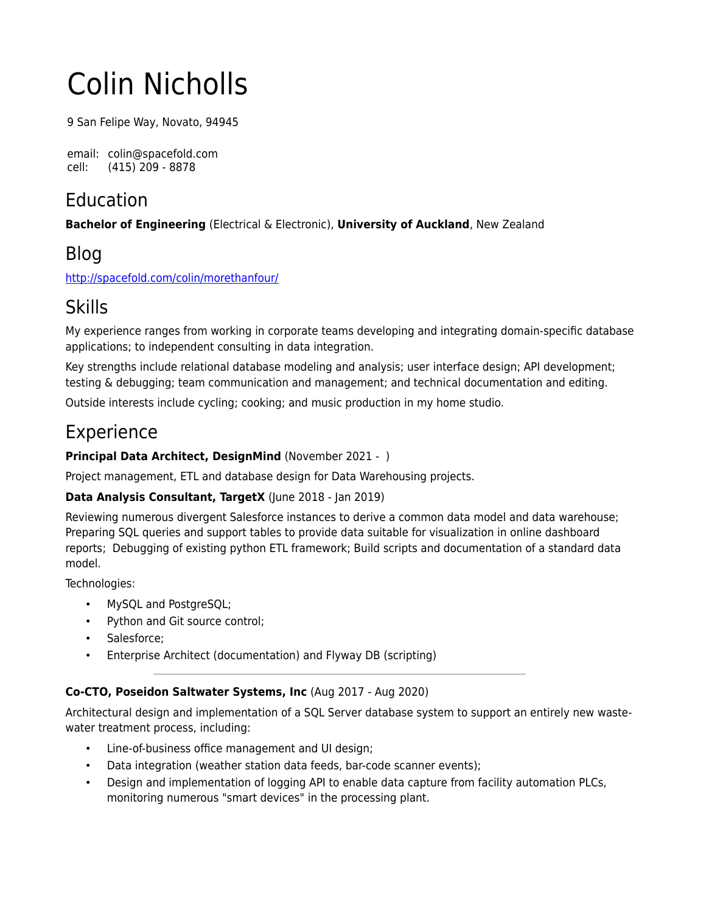# Colin Nicholls

9 San Felipe Way, Novato, 94945

email: colin@spacefold.com
cell: (415) 209 - 8878

## Education

**Bachelor of Engineering** (Electrical & Electronic), **University of Auckland**, New Zealand

## Blog

http://spacefold.com/colin/morethanfour/

## Skills

My experience ranges from working in corporate teams developing and integrating domain-specific database applications; to independent consulting in data integration.

Key strengths include relational database modeling and analysis; user interface design; API development; testing & debugging; team communication and management; and technical documentation and editing.

Outside interests include cycling; cooking; and music production in my home studio.

## Experience

**Principal Data Architect, DesignMind** (November 2021 - )

Project management, ETL and database design for Data Warehousing projects.

**Data Analysis Consultant, TargetX** (June 2018 - Jan 2019)

Reviewing numerous divergent Salesforce instances to derive a common data model and data warehouse; Preparing SQL queries and support tables to provide data suitable for visualization in online dashboard reports; Debugging of existing python ETL framework; Build scripts and documentation of a standard data model.

Technologies:

- MySQL and PostgreSQL;
- Python and Git source control;
- Salesforce;
- Enterprise Architect (documentation) and Flyway DB (scripting)

---

**Co-CTO, Poseidon Saltwater Systems, Inc** (Aug 2017 - Aug 2020)

Architectural design and implementation of a SQL Server database system to support an entirely new waste-water treatment process, including:

- Line-of-business office management and UI design;
- Data integration (weather station data feeds, bar-code scanner events);
- Design and implementation of logging API to enable data capture from facility automation PLCs, monitoring numerous "smart devices" in the processing plant.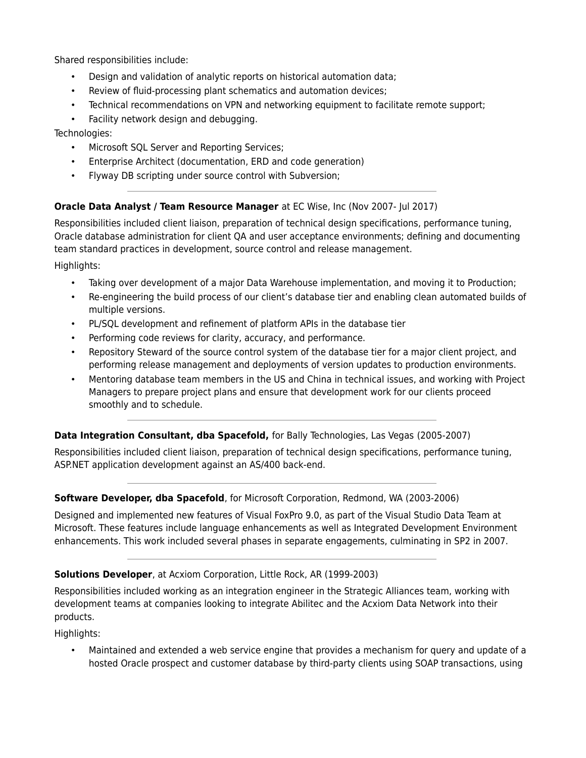Shared responsibilities include:

- Design and validation of analytic reports on historical automation data;
- Review of fluid-processing plant schematics and automation devices;
- Technical recommendations on VPN and networking equipment to facilitate remote support;
- Facility network design and debugging.

Technologies:

- Microsoft SQL Server and Reporting Services;
- Enterprise Architect (documentation, ERD and code generation)
- Flyway DB scripting under source control with Subversion;

---

**Oracle Data Analyst / Team Resource Manager** at EC Wise, Inc (Nov 2007- Jul 2017)

Responsibilities included client liaison, preparation of technical design specifications, performance tuning, Oracle database administration for client QA and user acceptance environments; defining and documenting team standard practices in development, source control and release management.

Highlights:

- Taking over development of a major Data Warehouse implementation, and moving it to Production;
- Re-engineering the build process of our client's database tier and enabling clean automated builds of multiple versions.
- PL/SQL development and refinement of platform APIs in the database tier
- Performing code reviews for clarity, accuracy, and performance.
- Repository Steward of the source control system of the database tier for a major client project, and performing release management and deployments of version updates to production environments.
- Mentoring database team members in the US and China in technical issues, and working with Project Managers to prepare project plans and ensure that development work for our clients proceed smoothly and to schedule.

---

**Data Integration Consultant, dba Spacefold,** for Bally Technologies, Las Vegas (2005-2007)

Responsibilities included client liaison, preparation of technical design specifications, performance tuning, ASP.NET application development against an AS/400 back-end.

---

**Software Developer, dba Spacefold**, for Microsoft Corporation, Redmond, WA (2003-2006)

Designed and implemented new features of Visual FoxPro 9.0, as part of the Visual Studio Data Team at Microsoft. These features include language enhancements as well as Integrated Development Environment enhancements. This work included several phases in separate engagements, culminating in SP2 in 2007.

---

**Solutions Developer**, at Acxiom Corporation, Little Rock, AR (1999-2003)

Responsibilities included working as an integration engineer in the Strategic Alliances team, working with development teams at companies looking to integrate Abilitec and the Acxiom Data Network into their products.

Highlights:

- Maintained and extended a web service engine that provides a mechanism for query and update of a hosted Oracle prospect and customer database by third-party clients using SOAP transactions, using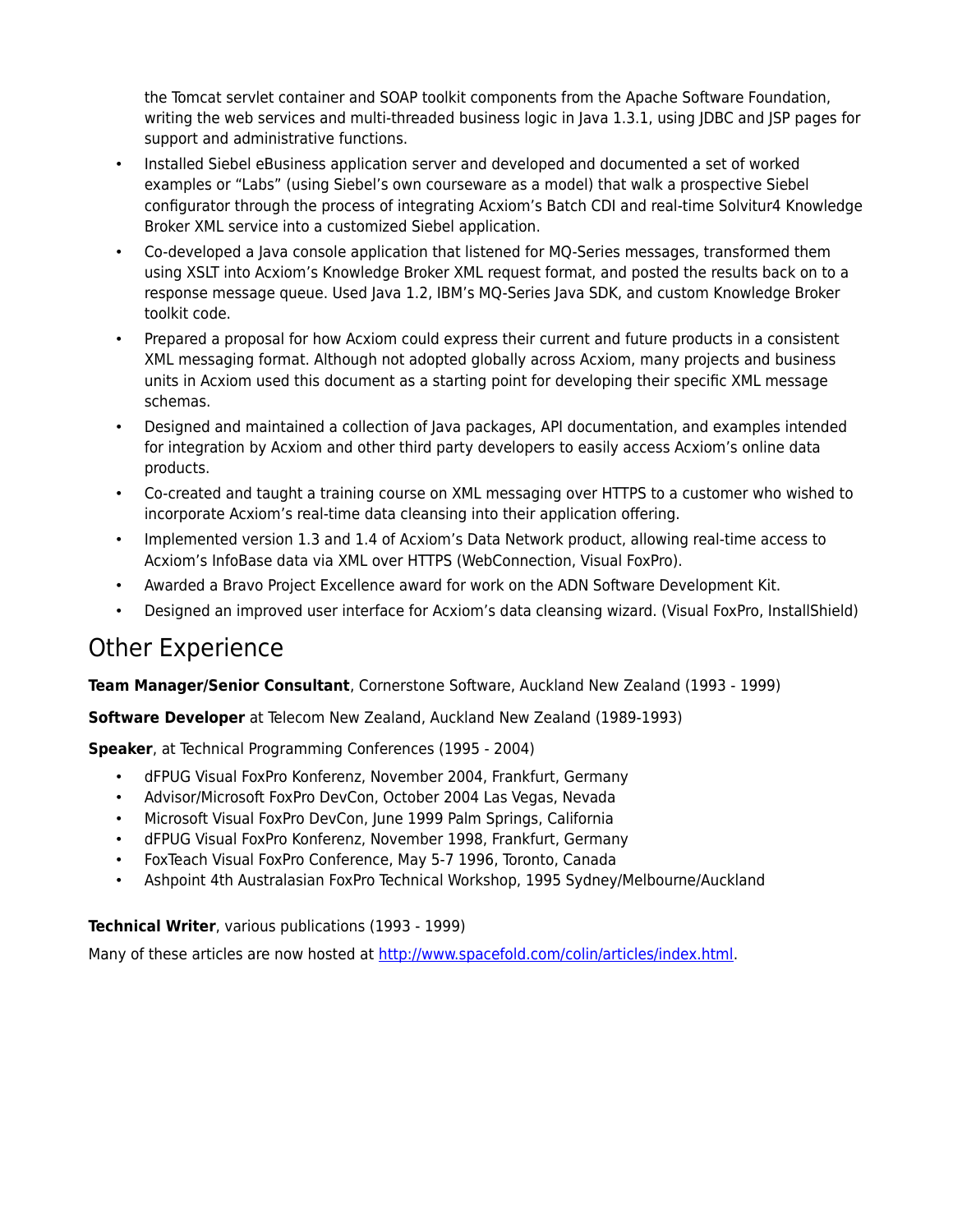the Tomcat servlet container and SOAP toolkit components from the Apache Software Foundation, writing the web services and multi-threaded business logic in Java 1.3.1, using JDBC and JSP pages for support and administrative functions.

- Installed Siebel eBusiness application server and developed and documented a set of worked examples or "Labs" (using Siebel's own courseware as a model) that walk a prospective Siebel configurator through the process of integrating Acxiom's Batch CDI and real-time Solvitur4 Knowledge Broker XML service into a customized Siebel application.
- Co-developed a Java console application that listened for MQ-Series messages, transformed them using XSLT into Acxiom's Knowledge Broker XML request format, and posted the results back on to a response message queue. Used Java 1.2, IBM's MQ-Series Java SDK, and custom Knowledge Broker toolkit code.
- Prepared a proposal for how Acxiom could express their current and future products in a consistent XML messaging format. Although not adopted globally across Acxiom, many projects and business units in Acxiom used this document as a starting point for developing their specific XML message schemas.
- Designed and maintained a collection of Java packages, API documentation, and examples intended for integration by Acxiom and other third party developers to easily access Acxiom's online data products.
- Co-created and taught a training course on XML messaging over HTTPS to a customer who wished to incorporate Acxiom's real-time data cleansing into their application offering.
- Implemented version 1.3 and 1.4 of Acxiom's Data Network product, allowing real-time access to Acxiom's InfoBase data via XML over HTTPS (WebConnection, Visual FoxPro).
- Awarded a Bravo Project Excellence award for work on the ADN Software Development Kit.
- Designed an improved user interface for Acxiom's data cleansing wizard. (Visual FoxPro, InstallShield)

## Other Experience

**Team Manager/Senior Consultant**, Cornerstone Software, Auckland New Zealand (1993 - 1999)

**Software Developer** at Telecom New Zealand, Auckland New Zealand (1989-1993)

**Speaker**, at Technical Programming Conferences (1995 - 2004)

- dFPUG Visual FoxPro Konferenz, November 2004, Frankfurt, Germany
- Advisor/Microsoft FoxPro DevCon, October 2004 Las Vegas, Nevada
- Microsoft Visual FoxPro DevCon, June 1999 Palm Springs, California
- dFPUG Visual FoxPro Konferenz, November 1998, Frankfurt, Germany
- FoxTeach Visual FoxPro Conference, May 5-7 1996, Toronto, Canada
- Ashpoint 4th Australasian FoxPro Technical Workshop, 1995 Sydney/Melbourne/Auckland

**Technical Writer**, various publications (1993 - 1999)

Many of these articles are now hosted at [http://www.spacefold.com/colin/articles/index.html](http://www.spacefold.com/colin/articles/index.html).